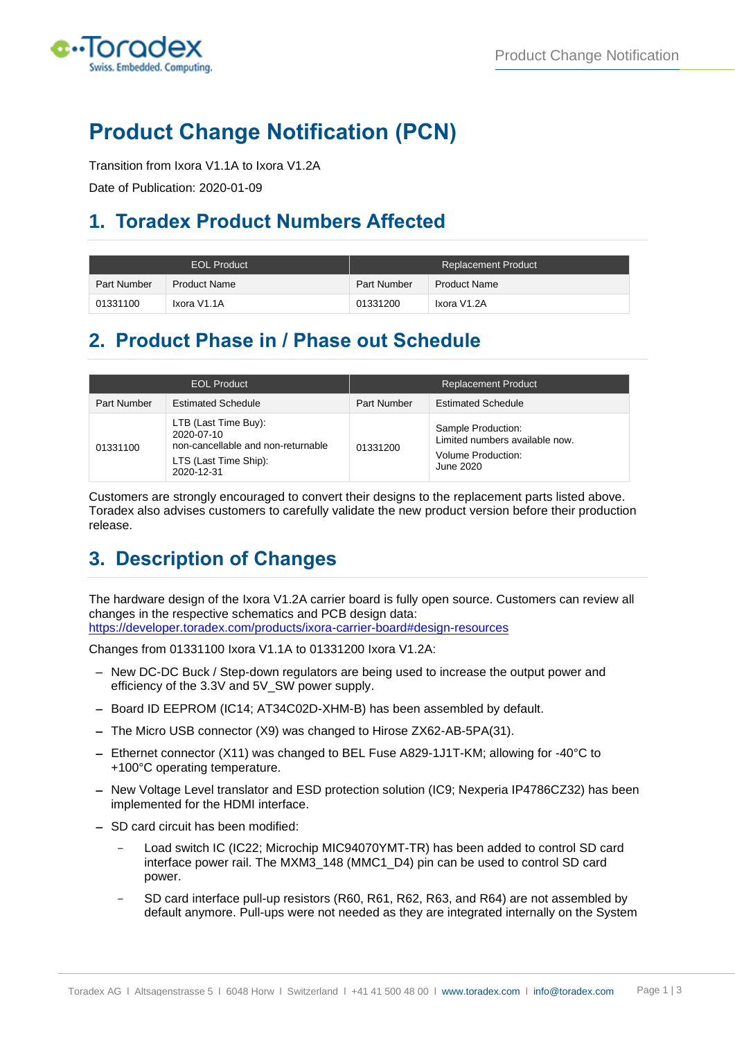# Product Change Notification (PCN)

Transition from Ixora V1.1A to Ixora V1.2A

Date of Publication: 2020-01-09

## 1. Toradex Product Numbers Affected

| EOL Product | | Replacement Product | |
|---|---|---|---|
| Part Number | Product Name | Part Number | Product Name |
| 01331100 | Ixora V1.1A | 01331200 | Ixora V1.2A |

## 2. Product Phase in / Phase out Schedule

| EOL Product | | Replacement Product | |
|---|---|---|---|
| Part Number | Estimated Schedule | Part Number | Estimated Schedule |
| 01331100 | LTB (Last Time Buy): 2020-07-10 non-cancellable and non-returnable<br>LTS (Last Time Ship): 2020-12-31 | 01331200 | Sample Production: Limited numbers available now.<br>Volume Production: June 2020 |

Customers are strongly encouraged to convert their designs to the replacement parts listed above. Toradex also advises customers to carefully validate the new product version before their production release.

## 3. Description of Changes

The hardware design of the Ixora V1.2A carrier board is fully open source. Customers can review all changes in the respective schematics and PCB design data: https://developer.toradex.com/products/ixora-carrier-board#design-resources

Changes from 01331100 Ixora V1.1A to 01331200 Ixora V1.2A:

- New DC-DC Buck / Step-down regulators are being used to increase the output power and efficiency of the 3.3V and 5V_SW power supply.
- Board ID EEPROM (IC14; AT34C02D-XHM-B) has been assembled by default.
- The Micro USB connector (X9) was changed to Hirose ZX62-AB-5PA(31).
- Ethernet connector (X11) was changed to BEL Fuse A829-1J1T-KM; allowing for -40°C to +100°C operating temperature.
- New Voltage Level translator and ESD protection solution (IC9; Nexperia IP4786CZ32) has been implemented for the HDMI interface.
- SD card circuit has been modified:
  - Load switch IC (IC22; Microchip MIC94070YMT-TR) has been added to control SD card interface power rail. The MXM3_148 (MMC1_D4) pin can be used to control SD card power.
  - SD card interface pull-up resistors (R60, R61, R62, R63, and R64) are not assembled by default anymore. Pull-ups were not needed as they are integrated internally on the System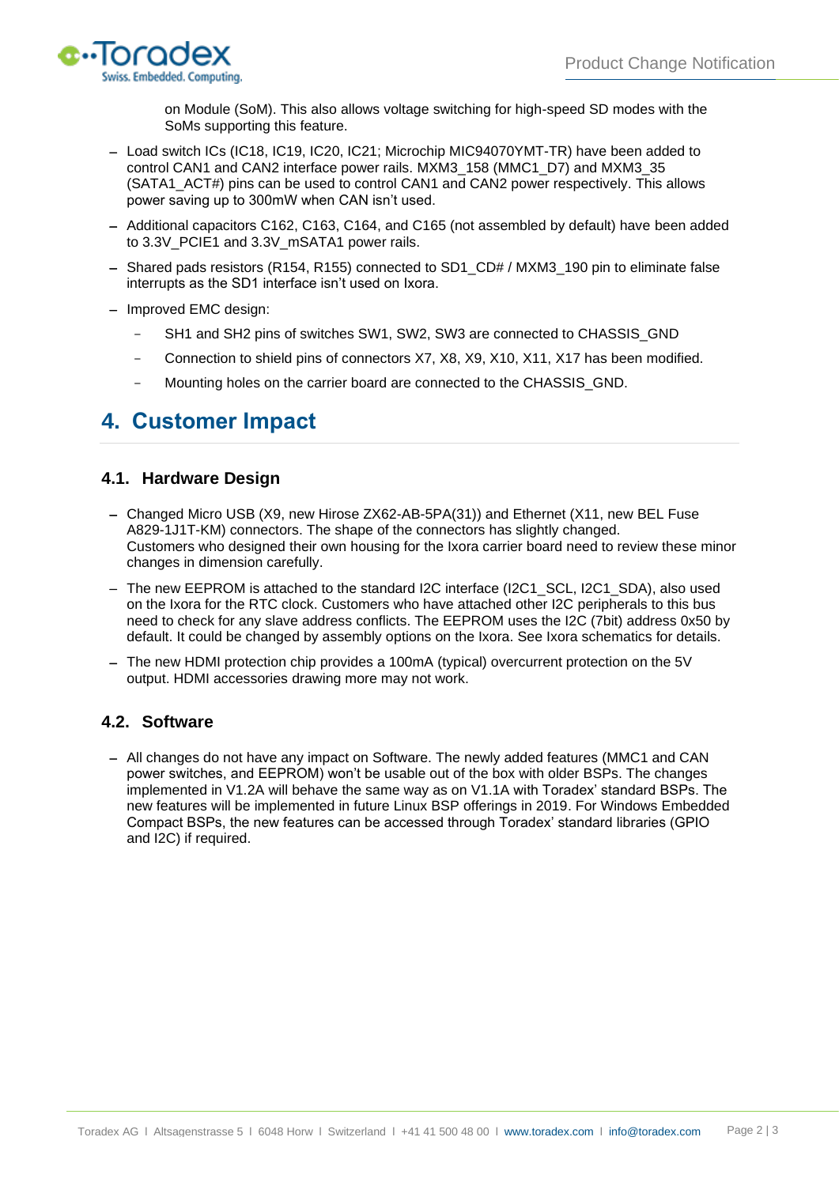on Module (SoM). This also allows voltage switching for high-speed SD modes with the SoMs supporting this feature.

- Load switch ICs (IC18, IC19, IC20, IC21; Microchip MIC94070YMT-TR) have been added to control CAN1 and CAN2 interface power rails. MXM3_158 (MMC1_D7) and MXM3_35 (SATA1_ACT#) pins can be used to control CAN1 and CAN2 power respectively. This allows power saving up to 300mW when CAN isn't used.
- Additional capacitors C162, C163, C164, and C165 (not assembled by default) have been added to 3.3V_PCIE1 and 3.3V_mSATA1 power rails.
- Shared pads resistors (R154, R155) connected to SD1_CD# / MXM3_190 pin to eliminate false interrupts as the SD1 interface isn't used on Ixora.
- Improved EMC design:
  - SH1 and SH2 pins of switches SW1, SW2, SW3 are connected to CHASSIS_GND
  - Connection to shield pins of connectors X7, X8, X9, X10, X11, X17 has been modified.
  - Mounting holes on the carrier board are connected to the CHASSIS_GND.

# 4. Customer Impact

## 4.1. Hardware Design

- Changed Micro USB (X9, new Hirose ZX62-AB-5PA(31)) and Ethernet (X11, new BEL Fuse A829-1J1T-KM) connectors. The shape of the connectors has slightly changed.
  Customers who designed their own housing for the Ixora carrier board need to review these minor changes in dimension carefully.
- The new EEPROM is attached to the standard I2C interface (I2C1_SCL, I2C1_SDA), also used on the Ixora for the RTC clock. Customers who have attached other I2C peripherals to this bus need to check for any slave address conflicts. The EEPROM uses the I2C (7bit) address 0x50 by default. It could be changed by assembly options on the Ixora. See Ixora schematics for details.
- The new HDMI protection chip provides a 100mA (typical) overcurrent protection on the 5V output. HDMI accessories drawing more may not work.

## 4.2. Software

- All changes do not have any impact on Software. The newly added features (MMC1 and CAN power switches, and EEPROM) won't be usable out of the box with older BSPs. The changes implemented in V1.2A will behave the same way as on V1.1A with Toradex' standard BSPs. The new features will be implemented in future Linux BSP offerings in 2019. For Windows Embedded Compact BSPs, the new features can be accessed through Toradex' standard libraries (GPIO and I2C) if required.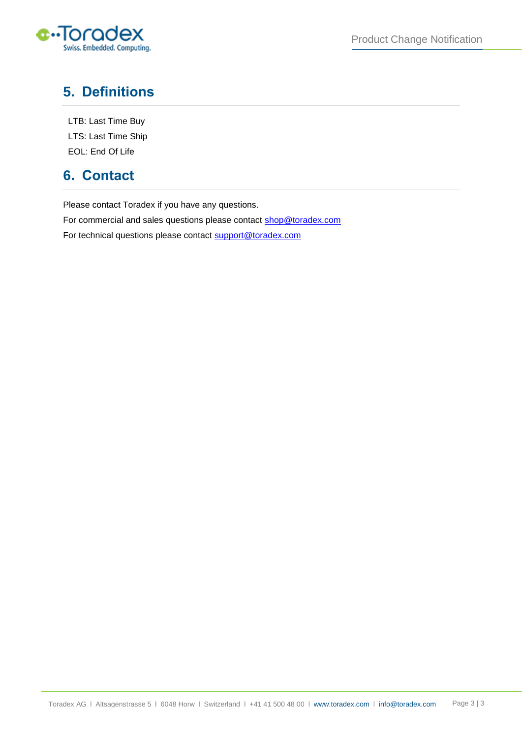## 5. Definitions

LTB: Last Time Buy

LTS: Last Time Ship

EOL: End Of Life

## 6. Contact

Please contact Toradex if you have any questions.

For commercial and sales questions please contact shop@toradex.com

For technical questions please contact support@toradex.com